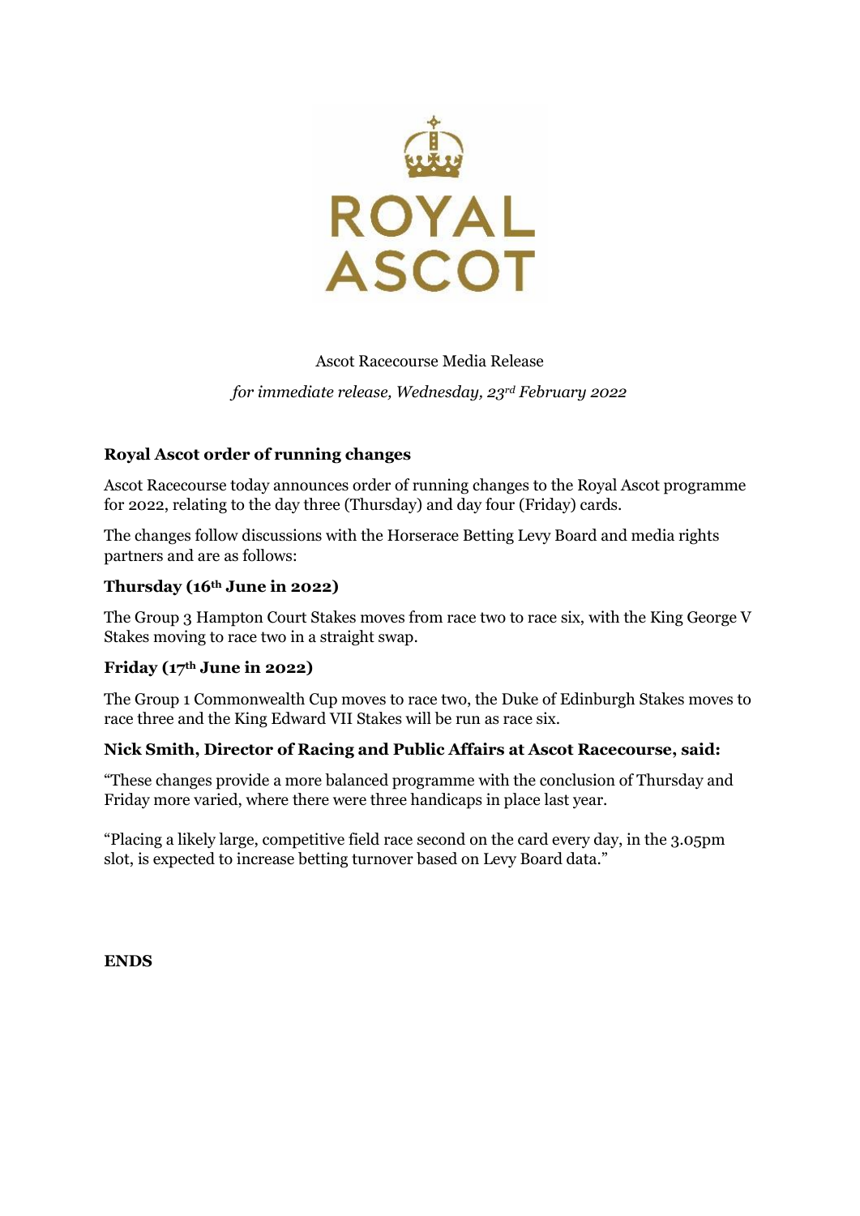ROYAL ASCOT

Ascot Racecourse Media Release

*for immediate release, Wednesday, 23rd February 2022*

**Royal Ascot order of running changes**

Ascot Racecourse today announces order of running changes to the Royal Ascot programme for 2022, relating to the day three (Thursday) and day four (Friday) cards.

The changes follow discussions with the Horserace Betting Levy Board and media rights partners and are as follows:

**Thursday (16th June in 2022)**

The Group 3 Hampton Court Stakes moves from race two to race six, with the King George V Stakes moving to race two in a straight swap.

**Friday (17th June in 2022)**

The Group 1 Commonwealth Cup moves to race two, the Duke of Edinburgh Stakes moves to race three and the King Edward VII Stakes will be run as race six.

**Nick Smith, Director of Racing and Public Affairs at Ascot Racecourse, said:**

"These changes provide a more balanced programme with the conclusion of Thursday and Friday more varied, where there were three handicaps in place last year.

"Placing a likely large, competitive field race second on the card every day, in the 3.05pm slot, is expected to increase betting turnover based on Levy Board data."

**ENDS**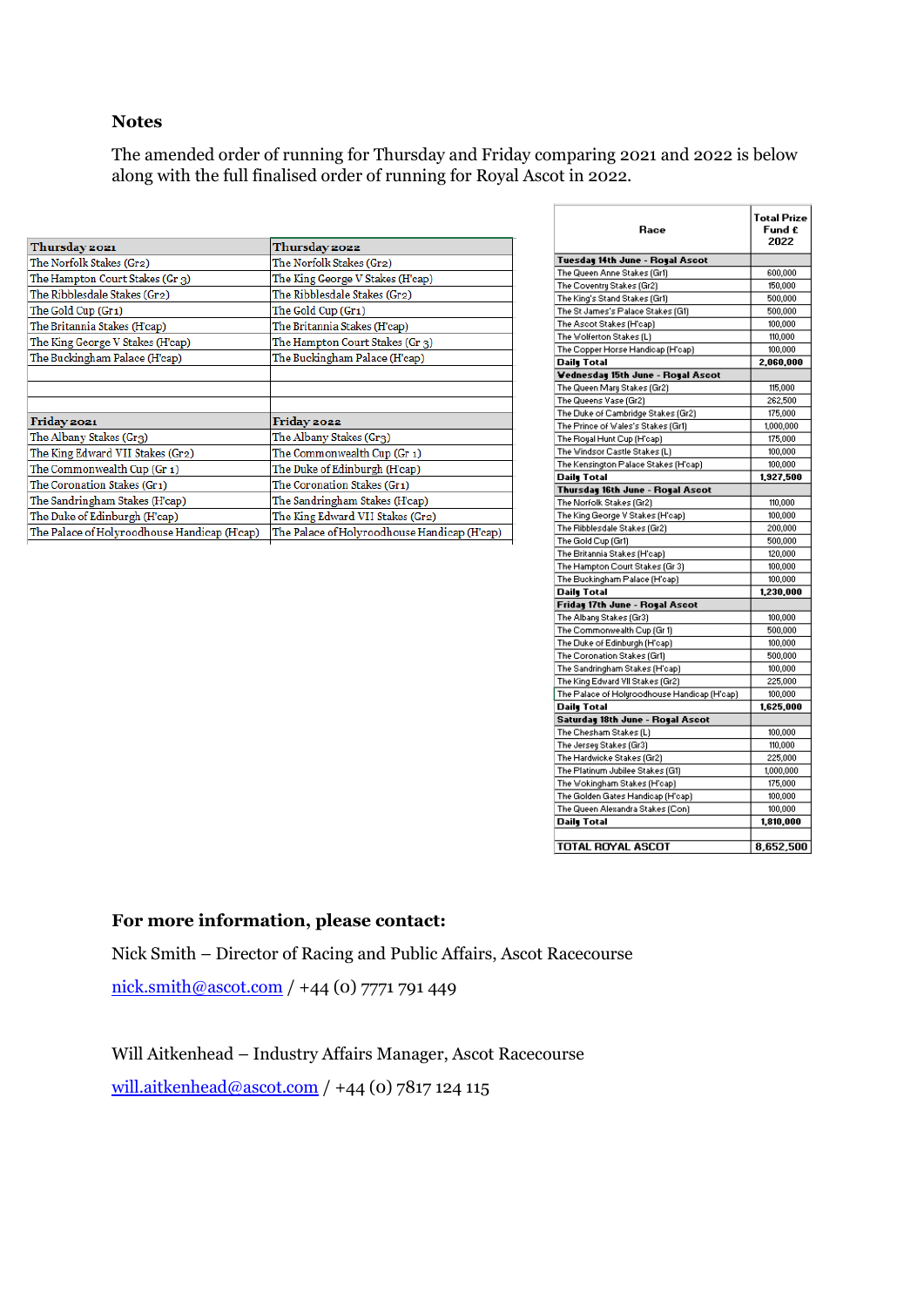## Notes

The amended order of running for Thursday and Friday comparing 2021 and 2022 is below along with the full finalised order of running for Royal Ascot in 2022.

| Thursday 2021 | Thursday 2022 |
|---|---|
| The Norfolk Stakes (Gr2) | The Norfolk Stakes (Gr2) |
| The Hampton Court Stakes (Gr 3) | The King George V Stakes (H'cap) |
| The Ribblesdale Stakes (Gr2) | The Ribblesdale Stakes (Gr2) |
| The Gold Cup (Gr1) | The Gold Cup (Gr1) |
| The Britannia Stakes (H'cap) | The Britannia Stakes (H'cap) |
| The King George V Stakes (H'cap) | The Hampton Court Stakes (Gr 3) |
| The Buckingham Palace (H'cap) | The Buckingham Palace (H'cap) |
| | |
| | |
| **Friday 2021** | **Friday 2022** |
| The Albany Stakes (Gr3) | The Albany Stakes (Gr3) |
| The King Edward VII Stakes (Gr2) | The Commonwealth Cup (Gr 1) |
| The Commonwealth Cup (Gr 1) | The Duke of Edinburgh (H'cap) |
| The Coronation Stakes (Gr1) | The Coronation Stakes (Gr1) |
| The Sandringham Stakes (H'cap) | The Sandringham Stakes (H'cap) |
| The Duke of Edinburgh (H'cap) | The King Edward VII Stakes (Gr2) |
| The Palace of Holyroodhouse Handicap (H'cap) | The Palace of Holyroodhouse Handicap (H'cap) |

| Race | Total Prize Fund £ 2022 |
|---|---|
| **Tuesday 14th June - Royal Ascot** | |
| The Queen Anne Stakes (Gr1) | 600,000 |
| The Coventry Stakes (Gr2) | 150,000 |
| The King's Stand Stakes (Gr1) | 500,000 |
| The St James's Palace Stakes (G1) | 500,000 |
| The Ascot Stakes (H'cap) | 100,000 |
| The Wolferton Stakes (L) | 110,000 |
| The Copper Horse Handicap (H'cap) | 100,000 |
| **Daily Total** | **2,060,000** |
| **Wednesday 15th June - Royal Ascot** | |
| The Queen Mary Stakes (Gr2) | 115,000 |
| The Queens Vase (Gr2) | 262,500 |
| The Duke of Cambridge Stakes (Gr2) | 175,000 |
| The Prince of Wales's Stakes (Gr1) | 1,000,000 |
| The Royal Hunt Cup (H'cap) | 175,000 |
| The Windsor Castle Stakes (L) | 100,000 |
| The Kensington Palace Stakes (H'cap) | 100,000 |
| **Daily Total** | **1,927,500** |
| **Thursday 16th June - Royal Ascot** | |
| The Norfolk Stakes (Gr2) | 110,000 |
| The King George V Stakes (H'cap) | 100,000 |
| The Ribblesdale Stakes (Gr2) | 200,000 |
| The Gold Cup (Gr1) | 500,000 |
| The Britannia Stakes (H'cap) | 120,000 |
| The Hampton Court Stakes (Gr 3) | 100,000 |
| The Buckingham Palace (H'cap) | 100,000 |
| **Daily Total** | **1,230,000** |
| **Friday 17th June - Royal Ascot** | |
| The Albany Stakes (Gr3) | 100,000 |
| The Commonwealth Cup (Gr 1) | 500,000 |
| The Duke of Edinburgh (H'cap) | 100,000 |
| The Coronation Stakes (Gr1) | 500,000 |
| The Sandringham Stakes (H'cap) | 100,000 |
| The King Edward VII Stakes (Gr2) | 225,000 |
| The Palace of Holyroodhouse Handicap (H'cap) | 100,000 |
| **Daily Total** | **1,625,000** |
| **Saturday 18th June - Royal Ascot** | |
| The Chesham Stakes (L) | 100,000 |
| The Jersey Stakes (Gr3) | 110,000 |
| The Hardwicke Stakes (Gr2) | 225,000 |
| The Platinum Jubilee Stakes (G1) | 1,000,000 |
| The Wokingham Stakes (H'cap) | 175,000 |
| The Golden Gates Handicap (H'cap) | 100,000 |
| The Queen Alexandra Stakes (Con) | 100,000 |
| **Daily Total** | **1,810,000** |
| | |
| **TOTAL ROYAL ASCOT** | **8,652,500** |

**For more information, please contact:**

Nick Smith – Director of Racing and Public Affairs, Ascot Racecourse

nick.smith@ascot.com / +44 (0) 7771 791 449

Will Aitkenhead – Industry Affairs Manager, Ascot Racecourse

will.aitkenhead@ascot.com / +44 (0) 7817 124 115